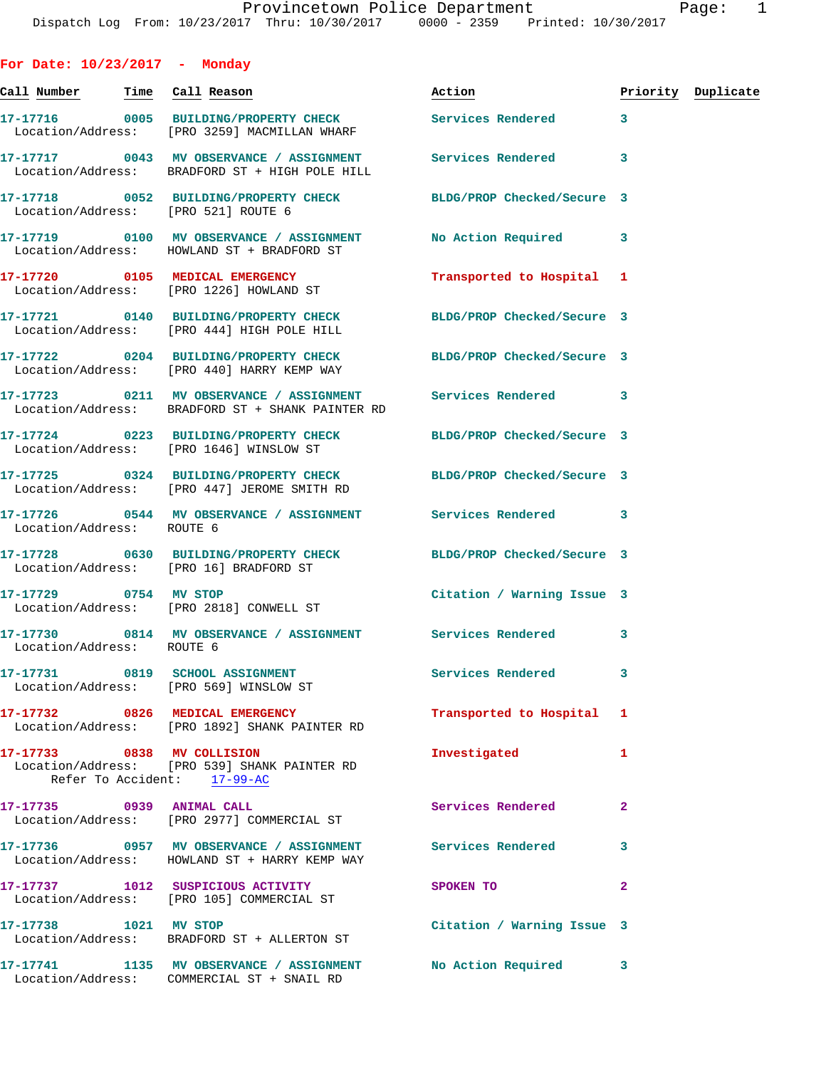# Provincetown Police Department

Dispatch Log From: 10/23/2017 Thru: 10/30/2017 0000 - 2359 Printed: 10/30/2017

## For Date: 10/23/2017 - Monday

| Call Number | Time | Call Reason | Action | Priority | Duplicate |
|---|---|---|---|---|---|
| 17-17716 | 0005 | BUILDING/PROPERTY CHECK | Services Rendered | 3 | |
| Location/Address: [PRO 3259] MACMILLAN WHARF | | | | | |
| 17-17717 | 0043 | MV OBSERVANCE / ASSIGNMENT | Services Rendered | 3 | |
| Location/Address: BRADFORD ST + HIGH POLE HILL | | | | | |
| 17-17718 | 0052 | BUILDING/PROPERTY CHECK | BLDG/PROP Checked/Secure | 3 | |
| Location/Address: [PRO 521] ROUTE 6 | | | | | |
| 17-17719 | 0100 | MV OBSERVANCE / ASSIGNMENT | No Action Required | 3 | |
| Location/Address: HOWLAND ST + BRADFORD ST | | | | | |
| 17-17720 | 0105 | MEDICAL EMERGENCY | Transported to Hospital | 1 | |
| Location/Address: [PRO 1226] HOWLAND ST | | | | | |
| 17-17721 | 0140 | BUILDING/PROPERTY CHECK | BLDG/PROP Checked/Secure | 3 | |
| Location/Address: [PRO 444] HIGH POLE HILL | | | | | |
| 17-17722 | 0204 | BUILDING/PROPERTY CHECK | BLDG/PROP Checked/Secure | 3 | |
| Location/Address: [PRO 440] HARRY KEMP WAY | | | | | |
| 17-17723 | 0211 | MV OBSERVANCE / ASSIGNMENT | Services Rendered | 3 | |
| Location/Address: BRADFORD ST + SHANK PAINTER RD | | | | | |
| 17-17724 | 0223 | BUILDING/PROPERTY CHECK | BLDG/PROP Checked/Secure | 3 | |
| Location/Address: [PRO 1646] WINSLOW ST | | | | | |
| 17-17725 | 0324 | BUILDING/PROPERTY CHECK | BLDG/PROP Checked/Secure | 3 | |
| Location/Address: [PRO 447] JEROME SMITH RD | | | | | |
| 17-17726 | 0544 | MV OBSERVANCE / ASSIGNMENT | Services Rendered | 3 | |
| Location/Address: ROUTE 6 | | | | | |
| 17-17728 | 0630 | BUILDING/PROPERTY CHECK | BLDG/PROP Checked/Secure | 3 | |
| Location/Address: [PRO 16] BRADFORD ST | | | | | |
| 17-17729 | 0754 | MV STOP | Citation / Warning Issue | 3 | |
| Location/Address: [PRO 2818] CONWELL ST | | | | | |
| 17-17730 | 0814 | MV OBSERVANCE / ASSIGNMENT | Services Rendered | 3 | |
| Location/Address: ROUTE 6 | | | | | |
| 17-17731 | 0819 | SCHOOL ASSIGNMENT | Services Rendered | 3 | |
| Location/Address: [PRO 569] WINSLOW ST | | | | | |
| 17-17732 | 0826 | MEDICAL EMERGENCY | Transported to Hospital | 1 | |
| Location/Address: [PRO 1892] SHANK PAINTER RD | | | | | |
| 17-17733 | 0838 | MV COLLISION | Investigated | 1 | |
| Location/Address: [PRO 539] SHANK PAINTER RD; Refer To Accident: 17-99-AC | | | | | |
| 17-17735 | 0939 | ANIMAL CALL | Services Rendered | 2 | |
| Location/Address: [PRO 2977] COMMERCIAL ST | | | | | |
| 17-17736 | 0957 | MV OBSERVANCE / ASSIGNMENT | Services Rendered | 3 | |
| Location/Address: HOWLAND ST + HARRY KEMP WAY | | | | | |
| 17-17737 | 1012 | SUSPICIOUS ACTIVITY | SPOKEN TO | 2 | |
| Location/Address: [PRO 105] COMMERCIAL ST | | | | | |
| 17-17738 | 1021 | MV STOP | Citation / Warning Issue | 3 | |
| Location/Address: BRADFORD ST + ALLERTON ST | | | | | |
| 17-17741 | 1135 | MV OBSERVANCE / ASSIGNMENT | No Action Required | 3 | |
| Location/Address: COMMERCIAL ST + SNAIL RD | | | | | |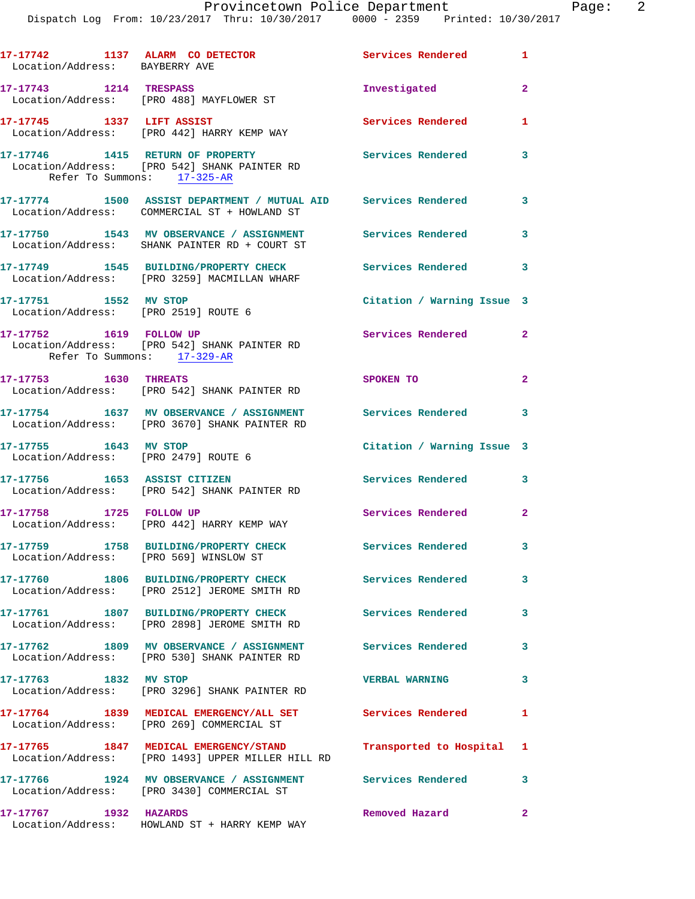| Call Number | Time | Call Reason | Action | Priority |
|---|---|---|---|---|
| 17-17742 | 1137 | ALARM CO DETECTOR | Services Rendered | 1 |
| Location/Address: BAYBERRY AVE | | | | |
| 17-17743 | 1214 | TRESPASS | Investigated | 2 |
| Location/Address: [PRO 488] MAYFLOWER ST | | | | |
| 17-17745 | 1337 | LIFT ASSIST | Services Rendered | 1 |
| Location/Address: [PRO 442] HARRY KEMP WAY | | | | |
| 17-17746 | 1415 | RETURN OF PROPERTY | Services Rendered | 3 |
| Location/Address: [PRO 542] SHANK PAINTER RD | | | | |
| Refer To Summons: 17-325-AR | | | | |
| 17-17774 | 1500 | ASSIST DEPARTMENT / MUTUAL AID | Services Rendered | 3 |
| Location/Address: COMMERCIAL ST + HOWLAND ST | | | | |
| 17-17750 | 1543 | MV OBSERVANCE / ASSIGNMENT | Services Rendered | 3 |
| Location/Address: SHANK PAINTER RD + COURT ST | | | | |
| 17-17749 | 1545 | BUILDING/PROPERTY CHECK | Services Rendered | 3 |
| Location/Address: [PRO 3259] MACMILLAN WHARF | | | | |
| 17-17751 | 1552 | MV STOP | Citation / Warning Issue | 3 |
| Location/Address: [PRO 2519] ROUTE 6 | | | | |
| 17-17752 | 1619 | FOLLOW UP | Services Rendered | 2 |
| Location/Address: [PRO 542] SHANK PAINTER RD | | | | |
| Refer To Summons: 17-329-AR | | | | |
| 17-17753 | 1630 | THREATS | SPOKEN TO | 2 |
| Location/Address: [PRO 542] SHANK PAINTER RD | | | | |
| 17-17754 | 1637 | MV OBSERVANCE / ASSIGNMENT | Services Rendered | 3 |
| Location/Address: [PRO 3670] SHANK PAINTER RD | | | | |
| 17-17755 | 1643 | MV STOP | Citation / Warning Issue | 3 |
| Location/Address: [PRO 2479] ROUTE 6 | | | | |
| 17-17756 | 1653 | ASSIST CITIZEN | Services Rendered | 3 |
| Location/Address: [PRO 542] SHANK PAINTER RD | | | | |
| 17-17758 | 1725 | FOLLOW UP | Services Rendered | 2 |
| Location/Address: [PRO 442] HARRY KEMP WAY | | | | |
| 17-17759 | 1758 | BUILDING/PROPERTY CHECK | Services Rendered | 3 |
| Location/Address: [PRO 569] WINSLOW ST | | | | |
| 17-17760 | 1806 | BUILDING/PROPERTY CHECK | Services Rendered | 3 |
| Location/Address: [PRO 2512] JEROME SMITH RD | | | | |
| 17-17761 | 1807 | BUILDING/PROPERTY CHECK | Services Rendered | 3 |
| Location/Address: [PRO 2898] JEROME SMITH RD | | | | |
| 17-17762 | 1809 | MV OBSERVANCE / ASSIGNMENT | Services Rendered | 3 |
| Location/Address: [PRO 530] SHANK PAINTER RD | | | | |
| 17-17763 | 1832 | MV STOP | VERBAL WARNING | 3 |
| Location/Address: [PRO 3296] SHANK PAINTER RD | | | | |
| 17-17764 | 1839 | MEDICAL EMERGENCY/ALL SET | Services Rendered | 1 |
| Location/Address: [PRO 269] COMMERCIAL ST | | | | |
| 17-17765 | 1847 | MEDICAL EMERGENCY/STAND | Transported to Hospital | 1 |
| Location/Address: [PRO 1493] UPPER MILLER HILL RD | | | | |
| 17-17766 | 1924 | MV OBSERVANCE / ASSIGNMENT | Services Rendered | 3 |
| Location/Address: [PRO 3430] COMMERCIAL ST | | | | |
| 17-17767 | 1932 | HAZARDS | Removed Hazard | 2 |
| Location/Address: HOWLAND ST + HARRY KEMP WAY | | | | |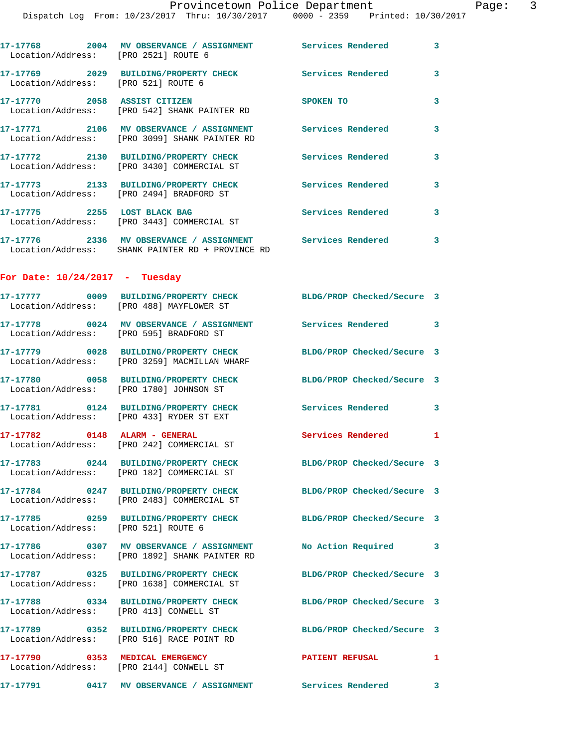17-17768 2004 MV OBSERVANCE / ASSIGNMENT Services Rendered 3
Location/Address: [PRO 2521] ROUTE 6

17-17769 2029 BUILDING/PROPERTY CHECK Services Rendered 3
Location/Address: [PRO 521] ROUTE 6

17-17770 2058 ASSIST CITIZEN SPOKEN TO 3
Location/Address: [PRO 542] SHANK PAINTER RD

17-17771 2106 MV OBSERVANCE / ASSIGNMENT Services Rendered 3
Location/Address: [PRO 3099] SHANK PAINTER RD

17-17772 2130 BUILDING/PROPERTY CHECK Services Rendered 3
Location/Address: [PRO 3430] COMMERCIAL ST

17-17773 2133 BUILDING/PROPERTY CHECK Services Rendered 3
Location/Address: [PRO 2494] BRADFORD ST

17-17775 2255 LOST BLACK BAG Services Rendered 3
Location/Address: [PRO 3443] COMMERCIAL ST

17-17776 2336 MV OBSERVANCE / ASSIGNMENT Services Rendered 3
Location/Address: SHANK PAINTER RD + PROVINCE RD

## For Date: 10/24/2017 - Tuesday

17-17777 0009 BUILDING/PROPERTY CHECK BLDG/PROP Checked/Secure 3
Location/Address: [PRO 488] MAYFLOWER ST

17-17778 0024 MV OBSERVANCE / ASSIGNMENT Services Rendered 3
Location/Address: [PRO 595] BRADFORD ST

17-17779 0028 BUILDING/PROPERTY CHECK BLDG/PROP Checked/Secure 3
Location/Address: [PRO 3259] MACMILLAN WHARF

17-17780 0058 BUILDING/PROPERTY CHECK BLDG/PROP Checked/Secure 3
Location/Address: [PRO 1780] JOHNSON ST

17-17781 0124 BUILDING/PROPERTY CHECK Services Rendered 3
Location/Address: [PRO 433] RYDER ST EXT

17-17782 0148 ALARM - GENERAL Services Rendered 1
Location/Address: [PRO 242] COMMERCIAL ST

17-17783 0244 BUILDING/PROPERTY CHECK BLDG/PROP Checked/Secure 3
Location/Address: [PRO 182] COMMERCIAL ST

17-17784 0247 BUILDING/PROPERTY CHECK BLDG/PROP Checked/Secure 3
Location/Address: [PRO 2483] COMMERCIAL ST

17-17785 0259 BUILDING/PROPERTY CHECK BLDG/PROP Checked/Secure 3
Location/Address: [PRO 521] ROUTE 6

17-17786 0307 MV OBSERVANCE / ASSIGNMENT No Action Required 3
Location/Address: [PRO 1892] SHANK PAINTER RD

17-17787 0325 BUILDING/PROPERTY CHECK BLDG/PROP Checked/Secure 3
Location/Address: [PRO 1638] COMMERCIAL ST

17-17788 0334 BUILDING/PROPERTY CHECK BLDG/PROP Checked/Secure 3
Location/Address: [PRO 413] CONWELL ST

17-17789 0352 BUILDING/PROPERTY CHECK BLDG/PROP Checked/Secure 3
Location/Address: [PRO 516] RACE POINT RD

17-17790 0353 MEDICAL EMERGENCY PATIENT REFUSAL 1
Location/Address: [PRO 2144] CONWELL ST

17-17791 0417 MV OBSERVANCE / ASSIGNMENT Services Rendered 3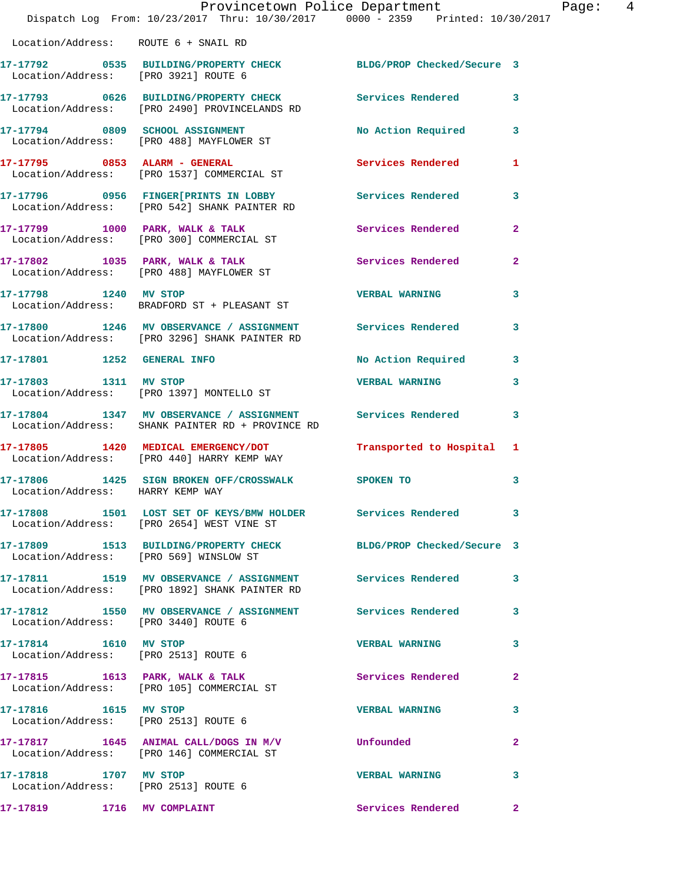Location/Address: ROUTE 6 + SNAIL RD

17-17792 0535 BUILDING/PROPERTY CHECK BLDG/PROP Checked/Secure 3
Location/Address: [PRO 3921] ROUTE 6

17-17793 0626 BUILDING/PROPERTY CHECK Services Rendered 3
Location/Address: [PRO 2490] PROVINCELANDS RD

17-17794 0809 SCHOOL ASSIGNMENT No Action Required 3
Location/Address: [PRO 488] MAYFLOWER ST

17-17795 0853 ALARM - GENERAL Services Rendered 1
Location/Address: [PRO 1537] COMMERCIAL ST

17-17796 0956 FINGER[PRINTS IN LOBBY Services Rendered 3
Location/Address: [PRO 542] SHANK PAINTER RD

17-17799 1000 PARK, WALK & TALK Services Rendered 2
Location/Address: [PRO 300] COMMERCIAL ST

17-17802 1035 PARK, WALK & TALK Services Rendered 2
Location/Address: [PRO 488] MAYFLOWER ST

17-17798 1240 MV STOP VERBAL WARNING 3
Location/Address: BRADFORD ST + PLEASANT ST

17-17800 1246 MV OBSERVANCE / ASSIGNMENT Services Rendered 3
Location/Address: [PRO 3296] SHANK PAINTER RD

17-17801 1252 GENERAL INFO No Action Required 3

17-17803 1311 MV STOP VERBAL WARNING 3
Location/Address: [PRO 1397] MONTELLO ST

17-17804 1347 MV OBSERVANCE / ASSIGNMENT Services Rendered 3
Location/Address: SHANK PAINTER RD + PROVINCE RD

17-17805 1420 MEDICAL EMERGENCY/DOT Transported to Hospital 1
Location/Address: [PRO 440] HARRY KEMP WAY

17-17806 1425 SIGN BROKEN OFF/CROSSWALK SPOKEN TO 3
Location/Address: HARRY KEMP WAY

17-17808 1501 LOST SET OF KEYS/BMW HOLDER Services Rendered 3
Location/Address: [PRO 2654] WEST VINE ST

17-17809 1513 BUILDING/PROPERTY CHECK BLDG/PROP Checked/Secure 3
Location/Address: [PRO 569] WINSLOW ST

17-17811 1519 MV OBSERVANCE / ASSIGNMENT Services Rendered 3
Location/Address: [PRO 1892] SHANK PAINTER RD

17-17812 1550 MV OBSERVANCE / ASSIGNMENT Services Rendered 3
Location/Address: [PRO 3440] ROUTE 6

17-17814 1610 MV STOP VERBAL WARNING 3
Location/Address: [PRO 2513] ROUTE 6

17-17815 1613 PARK, WALK & TALK Services Rendered 2
Location/Address: [PRO 105] COMMERCIAL ST

17-17816 1615 MV STOP VERBAL WARNING 3
Location/Address: [PRO 2513] ROUTE 6

17-17817 1645 ANIMAL CALL/DOGS IN M/V Unfounded 2
Location/Address: [PRO 146] COMMERCIAL ST

17-17818 1707 MV STOP VERBAL WARNING 3
Location/Address: [PRO 2513] ROUTE 6

17-17819 1716 MV COMPLAINT Services Rendered 2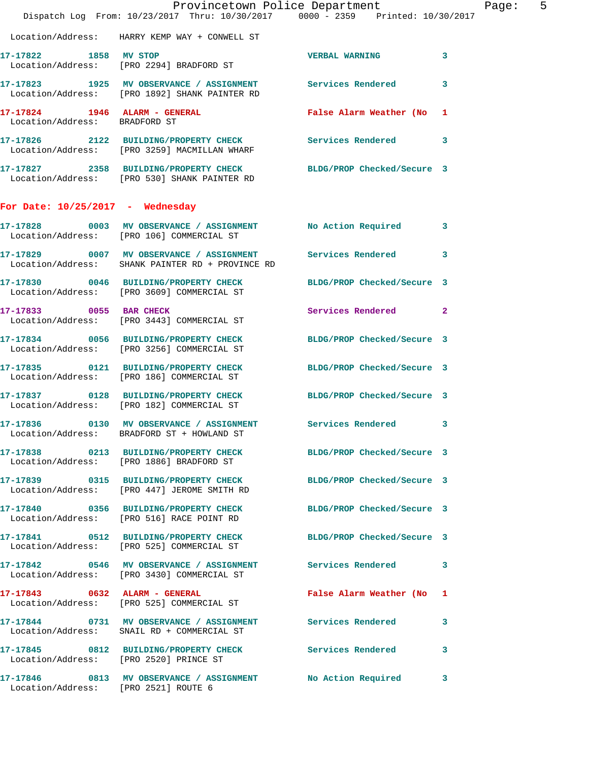Location/Address: HARRY KEMP WAY + CONWELL ST

17-17822 1858 MV STOP VERBAL WARNING 3
Location/Address: [PRO 2294] BRADFORD ST

17-17823 1925 MV OBSERVANCE / ASSIGNMENT Services Rendered 3
Location/Address: [PRO 1892] SHANK PAINTER RD

17-17824 1946 ALARM - GENERAL False Alarm Weather (No 1
Location/Address: BRADFORD ST

17-17826 2122 BUILDING/PROPERTY CHECK Services Rendered 3
Location/Address: [PRO 3259] MACMILLAN WHARF

17-17827 2358 BUILDING/PROPERTY CHECK BLDG/PROP Checked/Secure 3
Location/Address: [PRO 530] SHANK PAINTER RD

**For Date: 10/25/2017 - Wednesday**

17-17828 0003 MV OBSERVANCE / ASSIGNMENT No Action Required 3
Location/Address: [PRO 106] COMMERCIAL ST

17-17829 0007 MV OBSERVANCE / ASSIGNMENT Services Rendered 3
Location/Address: SHANK PAINTER RD + PROVINCE RD

17-17830 0046 BUILDING/PROPERTY CHECK BLDG/PROP Checked/Secure 3
Location/Address: [PRO 3609] COMMERCIAL ST

17-17833 0055 BAR CHECK Services Rendered 2
Location/Address: [PRO 3443] COMMERCIAL ST

17-17834 0056 BUILDING/PROPERTY CHECK BLDG/PROP Checked/Secure 3
Location/Address: [PRO 3256] COMMERCIAL ST

17-17835 0121 BUILDING/PROPERTY CHECK BLDG/PROP Checked/Secure 3
Location/Address: [PRO 186] COMMERCIAL ST

17-17837 0128 BUILDING/PROPERTY CHECK BLDG/PROP Checked/Secure 3
Location/Address: [PRO 182] COMMERCIAL ST

17-17836 0130 MV OBSERVANCE / ASSIGNMENT Services Rendered 3
Location/Address: BRADFORD ST + HOWLAND ST

17-17838 0213 BUILDING/PROPERTY CHECK BLDG/PROP Checked/Secure 3
Location/Address: [PRO 1886] BRADFORD ST

17-17839 0315 BUILDING/PROPERTY CHECK BLDG/PROP Checked/Secure 3
Location/Address: [PRO 447] JEROME SMITH RD

17-17840 0356 BUILDING/PROPERTY CHECK BLDG/PROP Checked/Secure 3
Location/Address: [PRO 516] RACE POINT RD

17-17841 0512 BUILDING/PROPERTY CHECK BLDG/PROP Checked/Secure 3
Location/Address: [PRO 525] COMMERCIAL ST

17-17842 0546 MV OBSERVANCE / ASSIGNMENT Services Rendered 3
Location/Address: [PRO 3430] COMMERCIAL ST

17-17843 0632 ALARM - GENERAL False Alarm Weather (No 1
Location/Address: [PRO 525] COMMERCIAL ST

17-17844 0731 MV OBSERVANCE / ASSIGNMENT Services Rendered 3
Location/Address: SNAIL RD + COMMERCIAL ST

17-17845 0812 BUILDING/PROPERTY CHECK Services Rendered 3
Location/Address: [PRO 2520] PRINCE ST

17-17846 0813 MV OBSERVANCE / ASSIGNMENT No Action Required 3
Location/Address: [PRO 2521] ROUTE 6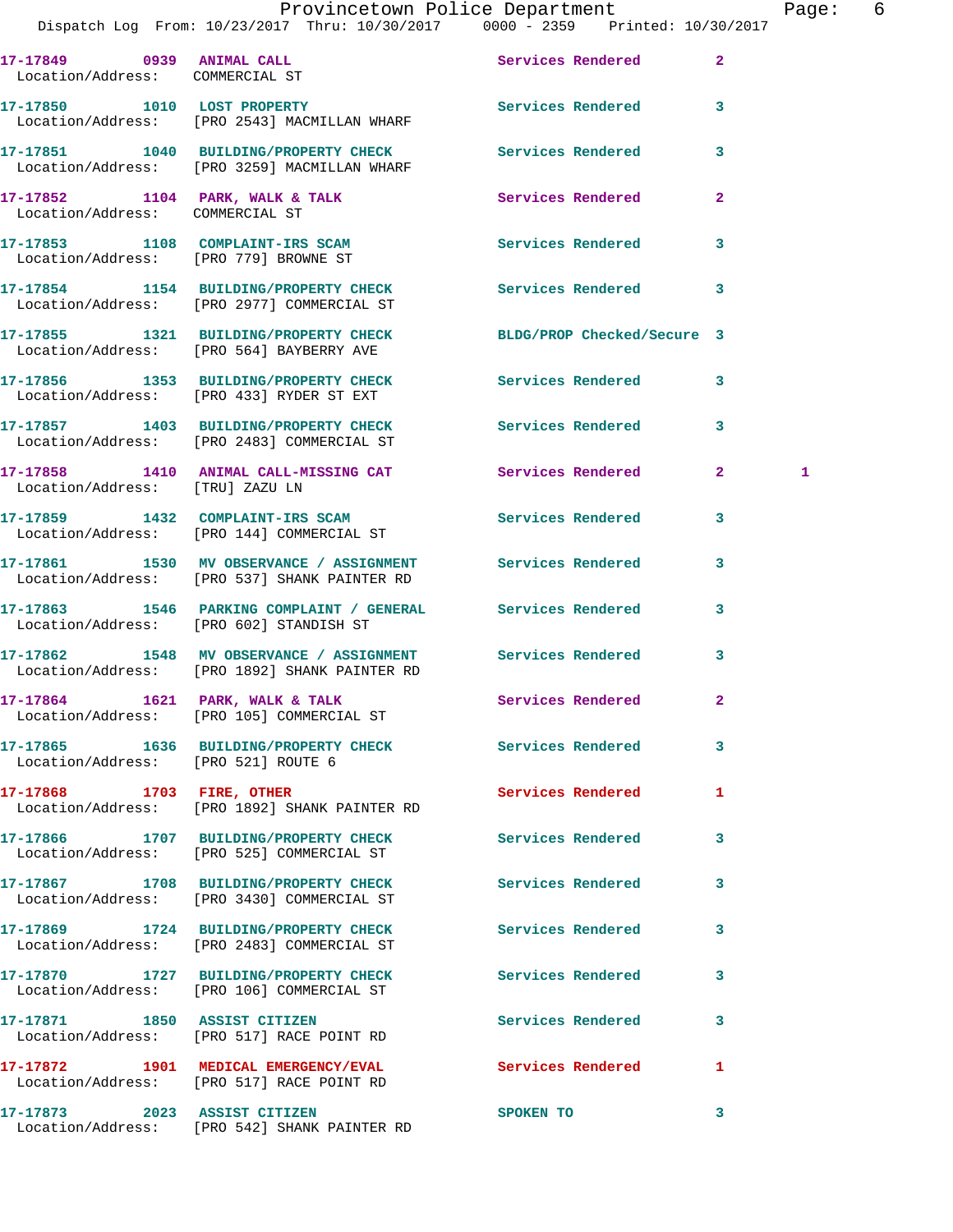| Call # | Time | Call Reason | Action | Priority | |
|---|---|---|---|---|---|
| 17-17849 | 0939 | ANIMAL CALL | Services Rendered | 2 | |
| Location/Address: | | COMMERCIAL ST | | | |
| 17-17850 | 1010 | LOST PROPERTY | Services Rendered | 3 | |
| Location/Address: | | [PRO 2543] MACMILLAN WHARF | | | |
| 17-17851 | 1040 | BUILDING/PROPERTY CHECK | Services Rendered | 3 | |
| Location/Address: | | [PRO 3259] MACMILLAN WHARF | | | |
| 17-17852 | 1104 | PARK, WALK & TALK | Services Rendered | 2 | |
| Location/Address: | | COMMERCIAL ST | | | |
| 17-17853 | 1108 | COMPLAINT-IRS SCAM | Services Rendered | 3 | |
| Location/Address: | | [PRO 779] BROWNE ST | | | |
| 17-17854 | 1154 | BUILDING/PROPERTY CHECK | Services Rendered | 3 | |
| Location/Address: | | [PRO 2977] COMMERCIAL ST | | | |
| 17-17855 | 1321 | BUILDING/PROPERTY CHECK | BLDG/PROP Checked/Secure | 3 | |
| Location/Address: | | [PRO 564] BAYBERRY AVE | | | |
| 17-17856 | 1353 | BUILDING/PROPERTY CHECK | Services Rendered | 3 | |
| Location/Address: | | [PRO 433] RYDER ST EXT | | | |
| 17-17857 | 1403 | BUILDING/PROPERTY CHECK | Services Rendered | 3 | |
| Location/Address: | | [PRO 2483] COMMERCIAL ST | | | |
| 17-17858 | 1410 | ANIMAL CALL-MISSING CAT | Services Rendered | 2 | 1 |
| Location/Address: | | [TRU] ZAZU LN | | | |
| 17-17859 | 1432 | COMPLAINT-IRS SCAM | Services Rendered | 3 | |
| Location/Address: | | [PRO 144] COMMERCIAL ST | | | |
| 17-17861 | 1530 | MV OBSERVANCE / ASSIGNMENT | Services Rendered | 3 | |
| Location/Address: | | [PRO 537] SHANK PAINTER RD | | | |
| 17-17863 | 1546 | PARKING COMPLAINT / GENERAL | Services Rendered | 3 | |
| Location/Address: | | [PRO 602] STANDISH ST | | | |
| 17-17862 | 1548 | MV OBSERVANCE / ASSIGNMENT | Services Rendered | 3 | |
| Location/Address: | | [PRO 1892] SHANK PAINTER RD | | | |
| 17-17864 | 1621 | PARK, WALK & TALK | Services Rendered | 2 | |
| Location/Address: | | [PRO 105] COMMERCIAL ST | | | |
| 17-17865 | 1636 | BUILDING/PROPERTY CHECK | Services Rendered | 3 | |
| Location/Address: | | [PRO 521] ROUTE 6 | | | |
| 17-17868 | 1703 | FIRE, OTHER | Services Rendered | 1 | |
| Location/Address: | | [PRO 1892] SHANK PAINTER RD | | | |
| 17-17866 | 1707 | BUILDING/PROPERTY CHECK | Services Rendered | 3 | |
| Location/Address: | | [PRO 525] COMMERCIAL ST | | | |
| 17-17867 | 1708 | BUILDING/PROPERTY CHECK | Services Rendered | 3 | |
| Location/Address: | | [PRO 3430] COMMERCIAL ST | | | |
| 17-17869 | 1724 | BUILDING/PROPERTY CHECK | Services Rendered | 3 | |
| Location/Address: | | [PRO 2483] COMMERCIAL ST | | | |
| 17-17870 | 1727 | BUILDING/PROPERTY CHECK | Services Rendered | 3 | |
| Location/Address: | | [PRO 106] COMMERCIAL ST | | | |
| 17-17871 | 1850 | ASSIST CITIZEN | Services Rendered | 3 | |
| Location/Address: | | [PRO 517] RACE POINT RD | | | |
| 17-17872 | 1901 | MEDICAL EMERGENCY/EVAL | Services Rendered | 1 | |
| Location/Address: | | [PRO 517] RACE POINT RD | | | |
| 17-17873 | 2023 | ASSIST CITIZEN | SPOKEN TO | 3 | |
| Location/Address: | | [PRO 542] SHANK PAINTER RD | | | |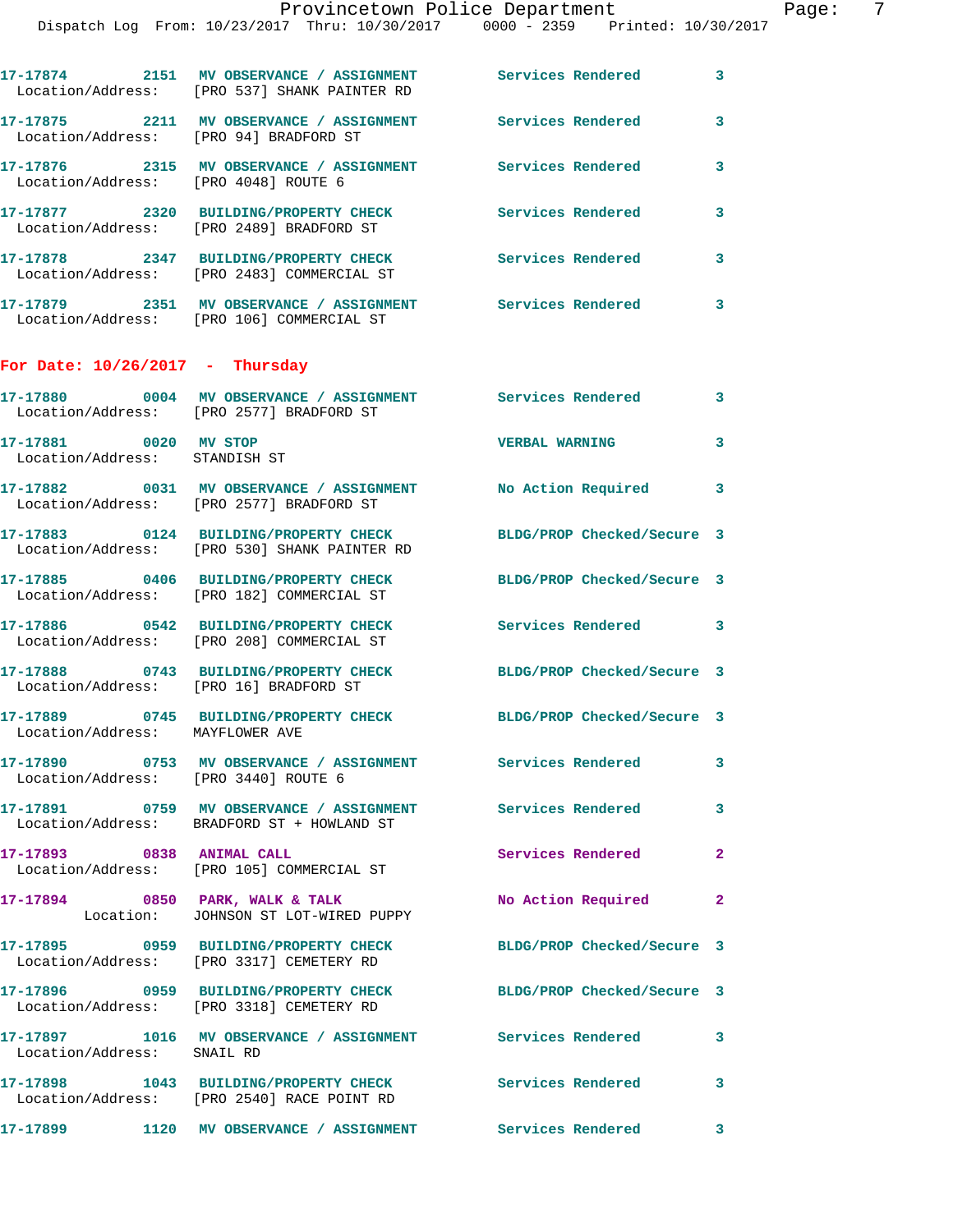17-17874 2151 MV OBSERVANCE / ASSIGNMENT Services Rendered 3
Location/Address: [PRO 537] SHANK PAINTER RD

17-17875 2211 MV OBSERVANCE / ASSIGNMENT Services Rendered 3
Location/Address: [PRO 94] BRADFORD ST

17-17876 2315 MV OBSERVANCE / ASSIGNMENT Services Rendered 3
Location/Address: [PRO 4048] ROUTE 6

17-17877 2320 BUILDING/PROPERTY CHECK Services Rendered 3
Location/Address: [PRO 2489] BRADFORD ST

17-17878 2347 BUILDING/PROPERTY CHECK Services Rendered 3
Location/Address: [PRO 2483] COMMERCIAL ST

17-17879 2351 MV OBSERVANCE / ASSIGNMENT Services Rendered 3
Location/Address: [PRO 106] COMMERCIAL ST

**For Date: 10/26/2017 - Thursday**

17-17880 0004 MV OBSERVANCE / ASSIGNMENT Services Rendered 3
Location/Address: [PRO 2577] BRADFORD ST

17-17881 0020 MV STOP VERBAL WARNING 3
Location/Address: STANDISH ST

17-17882 0031 MV OBSERVANCE / ASSIGNMENT No Action Required 3
Location/Address: [PRO 2577] BRADFORD ST

17-17883 0124 BUILDING/PROPERTY CHECK BLDG/PROP Checked/Secure 3
Location/Address: [PRO 530] SHANK PAINTER RD

17-17885 0406 BUILDING/PROPERTY CHECK BLDG/PROP Checked/Secure 3
Location/Address: [PRO 182] COMMERCIAL ST

17-17886 0542 BUILDING/PROPERTY CHECK Services Rendered 3
Location/Address: [PRO 208] COMMERCIAL ST

17-17888 0743 BUILDING/PROPERTY CHECK BLDG/PROP Checked/Secure 3
Location/Address: [PRO 16] BRADFORD ST

17-17889 0745 BUILDING/PROPERTY CHECK BLDG/PROP Checked/Secure 3
Location/Address: MAYFLOWER AVE

17-17890 0753 MV OBSERVANCE / ASSIGNMENT Services Rendered 3
Location/Address: [PRO 3440] ROUTE 6

17-17891 0759 MV OBSERVANCE / ASSIGNMENT Services Rendered 3
Location/Address: BRADFORD ST + HOWLAND ST

17-17893 0838 ANIMAL CALL Services Rendered 2
Location/Address: [PRO 105] COMMERCIAL ST

17-17894 0850 PARK, WALK & TALK No Action Required 2
Location: JOHNSON ST LOT-WIRED PUPPY

17-17895 0959 BUILDING/PROPERTY CHECK BLDG/PROP Checked/Secure 3
Location/Address: [PRO 3317] CEMETERY RD

17-17896 0959 BUILDING/PROPERTY CHECK BLDG/PROP Checked/Secure 3
Location/Address: [PRO 3318] CEMETERY RD

17-17897 1016 MV OBSERVANCE / ASSIGNMENT Services Rendered 3
Location/Address: SNAIL RD

17-17898 1043 BUILDING/PROPERTY CHECK Services Rendered 3
Location/Address: [PRO 2540] RACE POINT RD

17-17899 1120 MV OBSERVANCE / ASSIGNMENT Services Rendered 3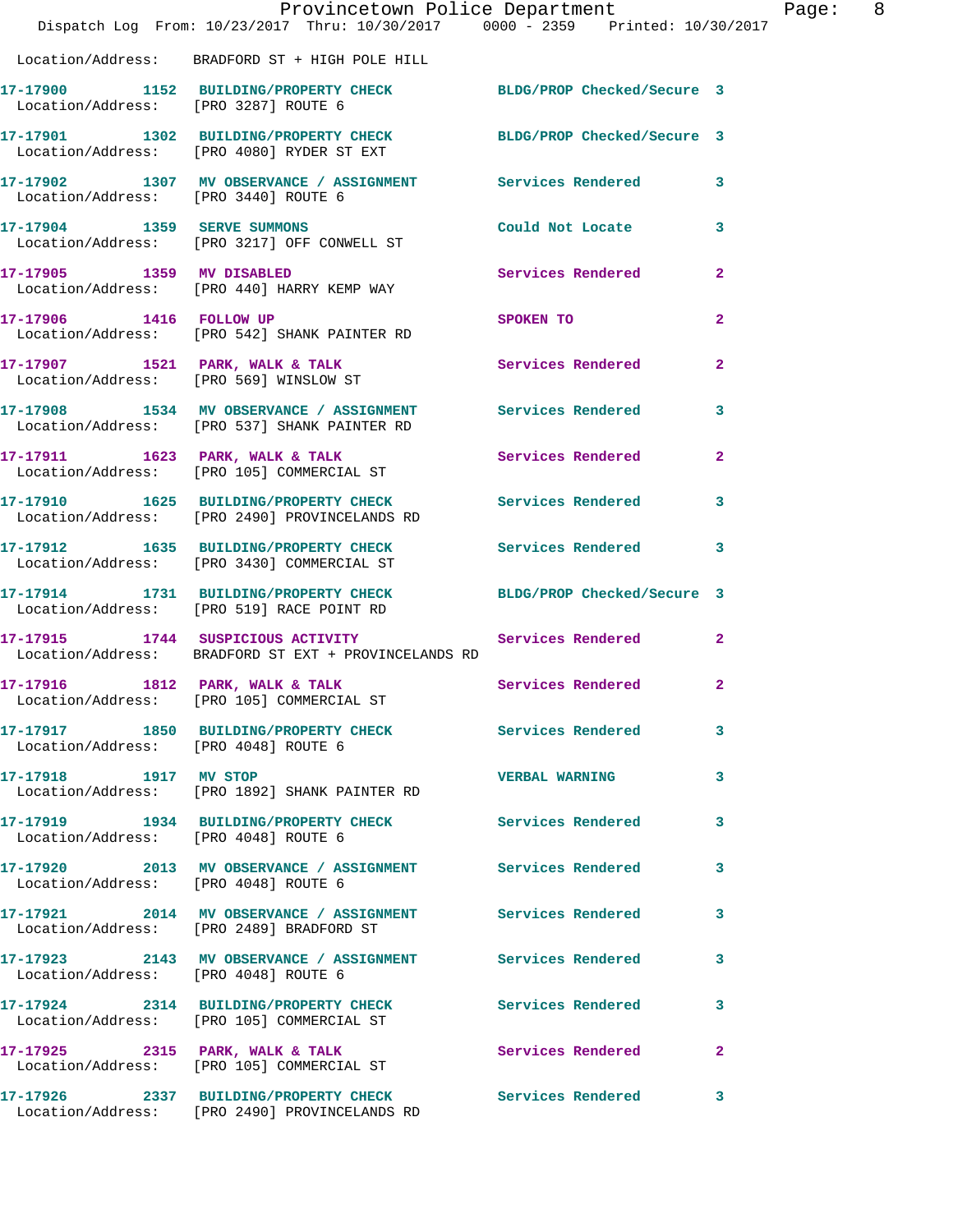Location/Address: BRADFORD ST + HIGH POLE HILL

17-17900 1152 BUILDING/PROPERTY CHECK BLDG/PROP Checked/Secure 3
Location/Address: [PRO 3287] ROUTE 6

17-17901 1302 BUILDING/PROPERTY CHECK BLDG/PROP Checked/Secure 3
Location/Address: [PRO 4080] RYDER ST EXT

17-17902 1307 MV OBSERVANCE / ASSIGNMENT Services Rendered 3
Location/Address: [PRO 3440] ROUTE 6

17-17904 1359 SERVE SUMMONS Could Not Locate 3
Location/Address: [PRO 3217] OFF CONWELL ST

17-17905 1359 MV DISABLED Services Rendered 2
Location/Address: [PRO 440] HARRY KEMP WAY

17-17906 1416 FOLLOW UP SPOKEN TO 2
Location/Address: [PRO 542] SHANK PAINTER RD

17-17907 1521 PARK, WALK & TALK Services Rendered 2
Location/Address: [PRO 569] WINSLOW ST

17-17908 1534 MV OBSERVANCE / ASSIGNMENT Services Rendered 3
Location/Address: [PRO 537] SHANK PAINTER RD

17-17911 1623 PARK, WALK & TALK Services Rendered 2
Location/Address: [PRO 105] COMMERCIAL ST

17-17910 1625 BUILDING/PROPERTY CHECK Services Rendered 3
Location/Address: [PRO 2490] PROVINCELANDS RD

17-17912 1635 BUILDING/PROPERTY CHECK Services Rendered 3
Location/Address: [PRO 3430] COMMERCIAL ST

17-17914 1731 BUILDING/PROPERTY CHECK BLDG/PROP Checked/Secure 3
Location/Address: [PRO 519] RACE POINT RD

17-17915 1744 SUSPICIOUS ACTIVITY Services Rendered 2
Location/Address: BRADFORD ST EXT + PROVINCELANDS RD

17-17916 1812 PARK, WALK & TALK Services Rendered 2
Location/Address: [PRO 105] COMMERCIAL ST

17-17917 1850 BUILDING/PROPERTY CHECK Services Rendered 3
Location/Address: [PRO 4048] ROUTE 6

17-17918 1917 MV STOP VERBAL WARNING 3
Location/Address: [PRO 1892] SHANK PAINTER RD

17-17919 1934 BUILDING/PROPERTY CHECK Services Rendered 3
Location/Address: [PRO 4048] ROUTE 6

17-17920 2013 MV OBSERVANCE / ASSIGNMENT Services Rendered 3
Location/Address: [PRO 4048] ROUTE 6

17-17921 2014 MV OBSERVANCE / ASSIGNMENT Services Rendered 3
Location/Address: [PRO 2489] BRADFORD ST

17-17923 2143 MV OBSERVANCE / ASSIGNMENT Services Rendered 3
Location/Address: [PRO 4048] ROUTE 6

17-17924 2314 BUILDING/PROPERTY CHECK Services Rendered 3
Location/Address: [PRO 105] COMMERCIAL ST

17-17925 2315 PARK, WALK & TALK Services Rendered 2
Location/Address: [PRO 105] COMMERCIAL ST

17-17926 2337 BUILDING/PROPERTY CHECK Services Rendered 3
Location/Address: [PRO 2490] PROVINCELANDS RD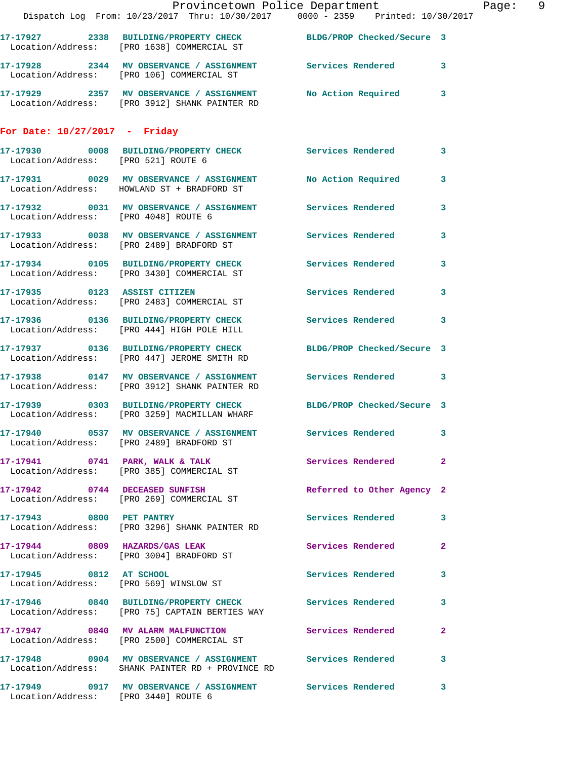17-17927 2338 BUILDING/PROPERTY CHECK BLDG/PROP Checked/Secure 3
Location/Address: [PRO 1638] COMMERCIAL ST

17-17928 2344 MV OBSERVATION / ASSIGNMENT Services Rendered 3
Location/Address: [PRO 106] COMMERCIAL ST

17-17929 2357 MV OBSERVATION / ASSIGNMENT No Action Required 3
Location/Address: [PRO 3912] SHANK PAINTER RD

## For Date: 10/27/2017 - Friday

17-17930 0008 BUILDING/PROPERTY CHECK Services Rendered 3
Location/Address: [PRO 521] ROUTE 6

17-17931 0029 MV OBSERVATION / ASSIGNMENT No Action Required 3
Location/Address: HOWLAND ST + BRADFORD ST

17-17932 0031 MV OBSERVATION / ASSIGNMENT Services Rendered 3
Location/Address: [PRO 4048] ROUTE 6

17-17933 0038 MV OBSERVATION / ASSIGNMENT Services Rendered 3
Location/Address: [PRO 2489] BRADFORD ST

17-17934 0105 BUILDING/PROPERTY CHECK Services Rendered 3
Location/Address: [PRO 3430] COMMERCIAL ST

17-17935 0123 ASSIST CITIZEN Services Rendered 3
Location/Address: [PRO 2483] COMMERCIAL ST

17-17936 0136 BUILDING/PROPERTY CHECK Services Rendered 3
Location/Address: [PRO 444] HIGH POLE HILL

17-17937 0136 BUILDING/PROPERTY CHECK BLDG/PROP Checked/Secure 3
Location/Address: [PRO 447] JEROME SMITH RD

17-17938 0147 MV OBSERVATION / ASSIGNMENT Services Rendered 3
Location/Address: [PRO 3912] SHANK PAINTER RD

17-17939 0303 BUILDING/PROPERTY CHECK BLDG/PROP Checked/Secure 3
Location/Address: [PRO 3259] MACMILLAN WHARF

17-17940 0537 MV OBSERVATION / ASSIGNMENT Services Rendered 3
Location/Address: [PRO 2489] BRADFORD ST

17-17941 0741 PARK, WALK & TALK Services Rendered 2
Location/Address: [PRO 385] COMMERCIAL ST

17-17942 0744 DECEASED SUNFISH Referred to Other Agency 2
Location/Address: [PRO 269] COMMERCIAL ST

17-17943 0800 PET PANTRY Services Rendered 3
Location/Address: [PRO 3296] SHANK PAINTER RD

17-17944 0809 HAZARDS/GAS LEAK Services Rendered 2
Location/Address: [PRO 3004] BRADFORD ST

17-17945 0812 AT SCHOOL Services Rendered 3
Location/Address: [PRO 569] WINSLOW ST

17-17946 0840 BUILDING/PROPERTY CHECK Services Rendered 3
Location/Address: [PRO 75] CAPTAIN BERTIES WAY

17-17947 0840 MV ALARM MALFUNCTION Services Rendered 2
Location/Address: [PRO 2500] COMMERCIAL ST

17-17948 0904 MV OBSERVATION / ASSIGNMENT Services Rendered 3
Location/Address: SHANK PAINTER RD + PROVINCE RD

17-17949 0917 MV OBSERVATION / ASSIGNMENT Services Rendered 3
Location/Address: [PRO 3440] ROUTE 6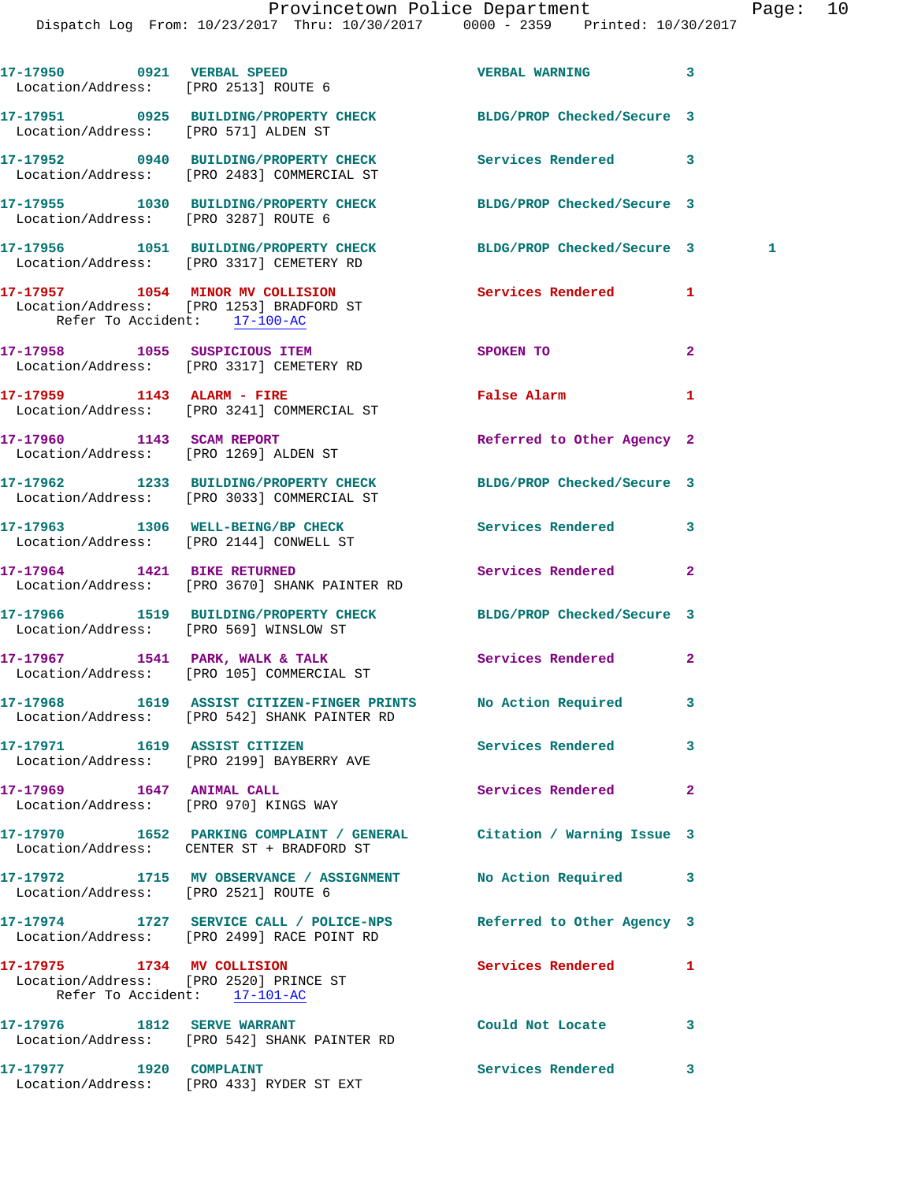17-17950 0921 VERBAL SPEED VERBAL WARNING 3
Location/Address: [PRO 2513] ROUTE 6

17-17951 0925 BUILDING/PROPERTY CHECK BLDG/PROP Checked/Secure 3
Location/Address: [PRO 571] ALDEN ST

17-17952 0940 BUILDING/PROPERTY CHECK Services Rendered 3
Location/Address: [PRO 2483] COMMERCIAL ST

17-17955 1030 BUILDING/PROPERTY CHECK BLDG/PROP Checked/Secure 3
Location/Address: [PRO 3287] ROUTE 6

17-17956 1051 BUILDING/PROPERTY CHECK BLDG/PROP Checked/Secure 3 1
Location/Address: [PRO 3317] CEMETERY RD

17-17957 1054 MINOR MV COLLISION Services Rendered 1
Location/Address: [PRO 1253] BRADFORD ST
Refer To Accident: 17-100-AC

17-17958 1055 SUSPICIOUS ITEM SPOKEN TO 2
Location/Address: [PRO 3317] CEMETERY RD

17-17959 1143 ALARM - FIRE False Alarm 1
Location/Address: [PRO 3241] COMMERCIAL ST

17-17960 1143 SCAM REPORT Referred to Other Agency 2
Location/Address: [PRO 1269] ALDEN ST

17-17962 1233 BUILDING/PROPERTY CHECK BLDG/PROP Checked/Secure 3
Location/Address: [PRO 3033] COMMERCIAL ST

17-17963 1306 WELL-BEING/BP CHECK Services Rendered 3
Location/Address: [PRO 2144] CONWELL ST

17-17964 1421 BIKE RETURNED Services Rendered 2
Location/Address: [PRO 3670] SHANK PAINTER RD

17-17966 1519 BUILDING/PROPERTY CHECK BLDG/PROP Checked/Secure 3
Location/Address: [PRO 569] WINSLOW ST

17-17967 1541 PARK, WALK & TALK Services Rendered 2
Location/Address: [PRO 105] COMMERCIAL ST

17-17968 1619 ASSIST CITIZEN-FINGER PRINTS No Action Required 3
Location/Address: [PRO 542] SHANK PAINTER RD

17-17971 1619 ASSIST CITIZEN Services Rendered 3
Location/Address: [PRO 2199] BAYBERRY AVE

17-17969 1647 ANIMAL CALL Services Rendered 2
Location/Address: [PRO 970] KINGS WAY

17-17970 1652 PARKING COMPLAINT / GENERAL Citation / Warning Issue 3
Location/Address: CENTER ST + BRADFORD ST

17-17972 1715 MV OBSERVANCE / ASSIGNMENT No Action Required 3
Location/Address: [PRO 2521] ROUTE 6

17-17974 1727 SERVICE CALL / POLICE-NPS Referred to Other Agency 3
Location/Address: [PRO 2499] RACE POINT RD

17-17975 1734 MV COLLISION Services Rendered 1
Location/Address: [PRO 2520] PRINCE ST
Refer To Accident: 17-101-AC

17-17976 1812 SERVE WARRANT Could Not Locate 3
Location/Address: [PRO 542] SHANK PAINTER RD

17-17977 1920 COMPLAINT Services Rendered 3
Location/Address: [PRO 433] RYDER ST EXT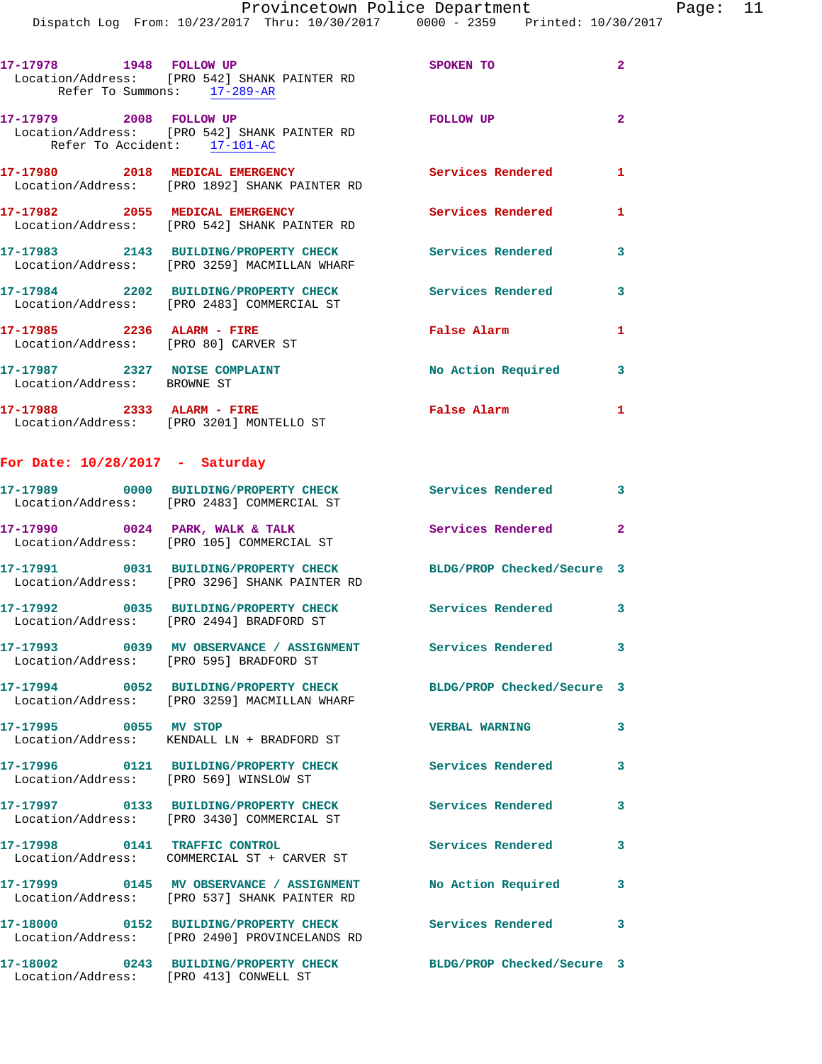17-17978 1948 FOLLOW UP SPOKEN TO 2
Location/Address: [PRO 542] SHANK PAINTER RD
Refer To Summons: 17-289-AR

17-17979 2008 FOLLOW UP FOLLOW UP 2
Location/Address: [PRO 542] SHANK PAINTER RD
Refer To Accident: 17-101-AC

17-17980 2018 MEDICAL EMERGENCY Services Rendered 1
Location/Address: [PRO 1892] SHANK PAINTER RD

17-17982 2055 MEDICAL EMERGENCY Services Rendered 1
Location/Address: [PRO 542] SHANK PAINTER RD

17-17983 2143 BUILDING/PROPERTY CHECK Services Rendered 3
Location/Address: [PRO 3259] MACMILLAN WHARF

17-17984 2202 BUILDING/PROPERTY CHECK Services Rendered 3
Location/Address: [PRO 2483] COMMERCIAL ST

17-17985 2236 ALARM - FIRE False Alarm 1
Location/Address: [PRO 80] CARVER ST

17-17987 2327 NOISE COMPLAINT No Action Required 3
Location/Address: BROWNE ST

17-17988 2333 ALARM - FIRE False Alarm 1
Location/Address: [PRO 3201] MONTELLO ST

## For Date: 10/28/2017 - Saturday

17-17989 0000 BUILDING/PROPERTY CHECK Services Rendered 3
Location/Address: [PRO 2483] COMMERCIAL ST

17-17990 0024 PARK, WALK & TALK Services Rendered 2
Location/Address: [PRO 105] COMMERCIAL ST

17-17991 0031 BUILDING/PROPERTY CHECK BLDG/PROP Checked/Secure 3
Location/Address: [PRO 3296] SHANK PAINTER RD

17-17992 0035 BUILDING/PROPERTY CHECK Services Rendered 3
Location/Address: [PRO 2494] BRADFORD ST

17-17993 0039 MV OBSERVANCE / ASSIGNMENT Services Rendered 3
Location/Address: [PRO 595] BRADFORD ST

17-17994 0052 BUILDING/PROPERTY CHECK BLDG/PROP Checked/Secure 3
Location/Address: [PRO 3259] MACMILLAN WHARF

17-17995 0055 MV STOP VERBAL WARNING 3
Location/Address: KENDALL LN + BRADFORD ST

17-17996 0121 BUILDING/PROPERTY CHECK Services Rendered 3
Location/Address: [PRO 569] WINSLOW ST

17-17997 0133 BUILDING/PROPERTY CHECK Services Rendered 3
Location/Address: [PRO 3430] COMMERCIAL ST

17-17998 0141 TRAFFIC CONTROL Services Rendered 3
Location/Address: COMMERCIAL ST + CARVER ST

17-17999 0145 MV OBSERVANCE / ASSIGNMENT No Action Required 3
Location/Address: [PRO 537] SHANK PAINTER RD

17-18000 0152 BUILDING/PROPERTY CHECK Services Rendered 3
Location/Address: [PRO 2490] PROVINCELANDS RD

17-18002 0243 BUILDING/PROPERTY CHECK BLDG/PROP Checked/Secure 3
Location/Address: [PRO 413] CONWELL ST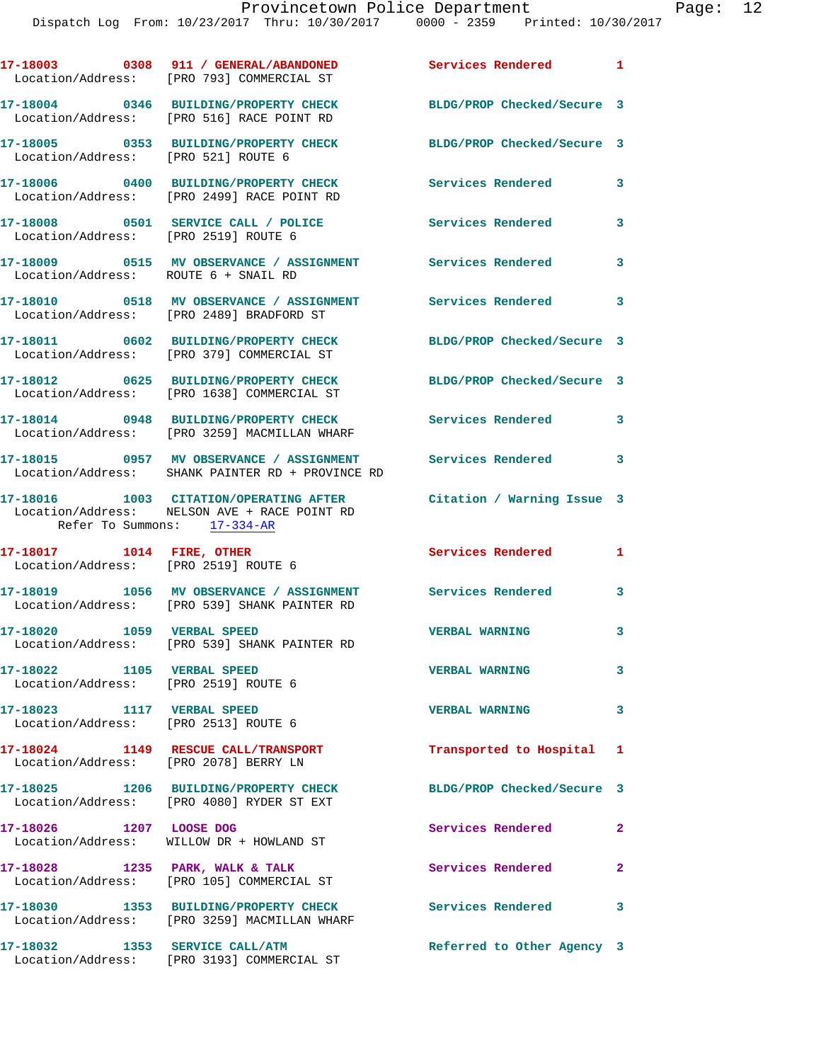17-18003 0308 911 / GENERAL/ABANDONED Services Rendered 1
Location/Address: [PRO 793] COMMERCIAL ST

17-18004 0346 BUILDING/PROPERTY CHECK BLDG/PROP Checked/Secure 3
Location/Address: [PRO 516] RACE POINT RD

17-18005 0353 BUILDING/PROPERTY CHECK BLDG/PROP Checked/Secure 3
Location/Address: [PRO 521] ROUTE 6

17-18006 0400 BUILDING/PROPERTY CHECK Services Rendered 3
Location/Address: [PRO 2499] RACE POINT RD

17-18008 0501 SERVICE CALL / POLICE Services Rendered 3
Location/Address: [PRO 2519] ROUTE 6

17-18009 0515 MV OBSERVANCE / ASSIGNMENT Services Rendered 3
Location/Address: ROUTE 6 + SNAIL RD

17-18010 0518 MV OBSERVANCE / ASSIGNMENT Services Rendered 3
Location/Address: [PRO 2489] BRADFORD ST

17-18011 0602 BUILDING/PROPERTY CHECK BLDG/PROP Checked/Secure 3
Location/Address: [PRO 379] COMMERCIAL ST

17-18012 0625 BUILDING/PROPERTY CHECK BLDG/PROP Checked/Secure 3
Location/Address: [PRO 1638] COMMERCIAL ST

17-18014 0948 BUILDING/PROPERTY CHECK Services Rendered 3
Location/Address: [PRO 3259] MACMILLAN WHARF

17-18015 0957 MV OBSERVANCE / ASSIGNMENT Services Rendered 3
Location/Address: SHANK PAINTER RD + PROVINCE RD

17-18016 1003 CITATION/OPERATING AFTER Citation / Warning Issue 3
Location/Address: NELSON AVE + RACE POINT RD
Refer To Summons: 17-334-AR

17-18017 1014 FIRE, OTHER Services Rendered 1
Location/Address: [PRO 2519] ROUTE 6

17-18019 1056 MV OBSERVANCE / ASSIGNMENT Services Rendered 3
Location/Address: [PRO 539] SHANK PAINTER RD

17-18020 1059 VERBAL SPEED VERBAL WARNING 3
Location/Address: [PRO 539] SHANK PAINTER RD

17-18022 1105 VERBAL SPEED VERBAL WARNING 3
Location/Address: [PRO 2519] ROUTE 6

17-18023 1117 VERBAL SPEED VERBAL WARNING 3
Location/Address: [PRO 2513] ROUTE 6

17-18024 1149 RESCUE CALL/TRANSPORT Transported to Hospital 1
Location/Address: [PRO 2078] BERRY LN

17-18025 1206 BUILDING/PROPERTY CHECK BLDG/PROP Checked/Secure 3
Location/Address: [PRO 4080] RYDER ST EXT

17-18026 1207 LOOSE DOG Services Rendered 2
Location/Address: WILLOW DR + HOWLAND ST

17-18028 1235 PARK, WALK & TALK Services Rendered 2
Location/Address: [PRO 105] COMMERCIAL ST

17-18030 1353 BUILDING/PROPERTY CHECK Services Rendered 3
Location/Address: [PRO 3259] MACMILLAN WHARF

17-18032 1353 SERVICE CALL/ATM Referred to Other Agency 3
Location/Address: [PRO 3193] COMMERCIAL ST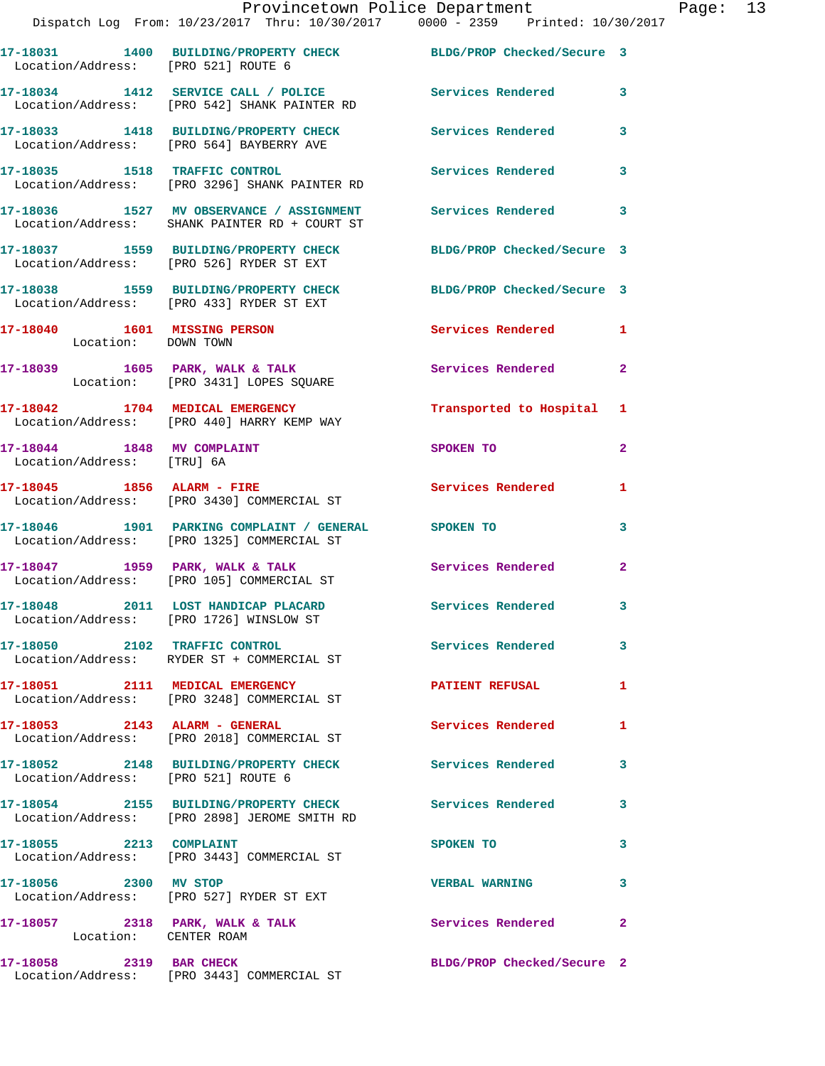17-18031 1400 BUILDING/PROPERTY CHECK BLDG/PROP Checked/Secure 3
Location/Address: [PRO 521] ROUTE 6

17-18034 1412 SERVICE CALL / POLICE Services Rendered 3
Location/Address: [PRO 542] SHANK PAINTER RD

17-18033 1418 BUILDING/PROPERTY CHECK Services Rendered 3
Location/Address: [PRO 564] BAYBERRY AVE

17-18035 1518 TRAFFIC CONTROL Services Rendered 3
Location/Address: [PRO 3296] SHANK PAINTER RD

17-18036 1527 MV OBSERVANCE / ASSIGNMENT Services Rendered 3
Location/Address: SHANK PAINTER RD + COURT ST

17-18037 1559 BUILDING/PROPERTY CHECK BLDG/PROP Checked/Secure 3
Location/Address: [PRO 526] RYDER ST EXT

17-18038 1559 BUILDING/PROPERTY CHECK BLDG/PROP Checked/Secure 3
Location/Address: [PRO 433] RYDER ST EXT

17-18040 1601 MISSING PERSON Services Rendered 1
Location: DOWN TOWN

17-18039 1605 PARK, WALK & TALK Services Rendered 2
Location: [PRO 3431] LOPES SQUARE

17-18042 1704 MEDICAL EMERGENCY Transported to Hospital 1
Location/Address: [PRO 440] HARRY KEMP WAY

17-18044 1848 MV COMPLAINT SPOKEN TO 2
Location/Address: [TRU] 6A

17-18045 1856 ALARM - FIRE Services Rendered 1
Location/Address: [PRO 3430] COMMERCIAL ST

17-18046 1901 PARKING COMPLAINT / GENERAL SPOKEN TO 3
Location/Address: [PRO 1325] COMMERCIAL ST

17-18047 1959 PARK, WALK & TALK Services Rendered 2
Location/Address: [PRO 105] COMMERCIAL ST

17-18048 2011 LOST HANDICAP PLACARD Services Rendered 3
Location/Address: [PRO 1726] WINSLOW ST

17-18050 2102 TRAFFIC CONTROL Services Rendered 3
Location/Address: RYDER ST + COMMERCIAL ST

17-18051 2111 MEDICAL EMERGENCY PATIENT REFUSAL 1
Location/Address: [PRO 3248] COMMERCIAL ST

17-18053 2143 ALARM - GENERAL Services Rendered 1
Location/Address: [PRO 2018] COMMERCIAL ST

17-18052 2148 BUILDING/PROPERTY CHECK Services Rendered 3
Location/Address: [PRO 521] ROUTE 6

17-18054 2155 BUILDING/PROPERTY CHECK Services Rendered 3
Location/Address: [PRO 2898] JEROME SMITH RD

17-18055 2213 COMPLAINT SPOKEN TO 3
Location/Address: [PRO 3443] COMMERCIAL ST

17-18056 2300 MV STOP VERBAL WARNING 3
Location/Address: [PRO 527] RYDER ST EXT

17-18057 2318 PARK, WALK & TALK Services Rendered 2
Location: CENTER ROAM

17-18058 2319 BAR CHECK BLDG/PROP Checked/Secure 2
Location/Address: [PRO 3443] COMMERCIAL ST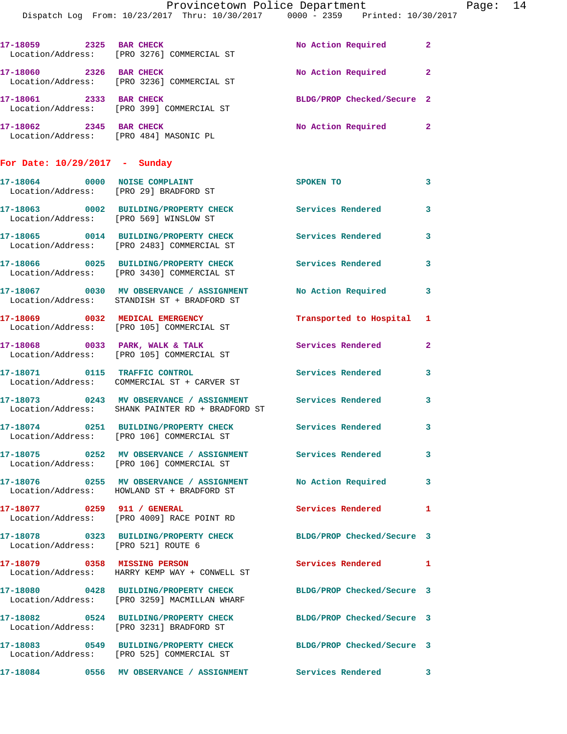17-18059 2325 BAR CHECK No Action Required 2
Location/Address: [PRO 3276] COMMERCIAL ST

17-18060 2326 BAR CHECK No Action Required 2
Location/Address: [PRO 3236] COMMERCIAL ST

17-18061 2333 BAR CHECK BLDG/PROP Checked/Secure 2
Location/Address: [PRO 399] COMMERCIAL ST

17-18062 2345 BAR CHECK No Action Required 2
Location/Address: [PRO 484] MASONIC PL

## For Date: 10/29/2017 - Sunday

17-18064 0000 NOISE COMPLAINT SPOKEN TO 3
Location/Address: [PRO 29] BRADFORD ST

17-18063 0002 BUILDING/PROPERTY CHECK Services Rendered 3
Location/Address: [PRO 569] WINSLOW ST

17-18065 0014 BUILDING/PROPERTY CHECK Services Rendered 3
Location/Address: [PRO 2483] COMMERCIAL ST

17-18066 0025 BUILDING/PROPERTY CHECK Services Rendered 3
Location/Address: [PRO 3430] COMMERCIAL ST

17-18067 0030 MV OBSERVANCE / ASSIGNMENT No Action Required 3
Location/Address: STANDISH ST + BRADFORD ST

17-18069 0032 MEDICAL EMERGENCY Transported to Hospital 1
Location/Address: [PRO 105] COMMERCIAL ST

17-18068 0033 PARK, WALK & TALK Services Rendered 2
Location/Address: [PRO 105] COMMERCIAL ST

17-18071 0115 TRAFFIC CONTROL Services Rendered 3
Location/Address: COMMERCIAL ST + CARVER ST

17-18073 0243 MV OBSERVANCE / ASSIGNMENT Services Rendered 3
Location/Address: SHANK PAINTER RD + BRADFORD ST

17-18074 0251 BUILDING/PROPERTY CHECK Services Rendered 3
Location/Address: [PRO 106] COMMERCIAL ST

17-18075 0252 MV OBSERVANCE / ASSIGNMENT Services Rendered 3
Location/Address: [PRO 106] COMMERCIAL ST

17-18076 0255 MV OBSERVANCE / ASSIGNMENT No Action Required 3
Location/Address: HOWLAND ST + BRADFORD ST

17-18077 0259 911 / GENERAL Services Rendered 1
Location/Address: [PRO 4009] RACE POINT RD

17-18078 0323 BUILDING/PROPERTY CHECK BLDG/PROP Checked/Secure 3
Location/Address: [PRO 521] ROUTE 6

17-18079 0358 MISSING PERSON Services Rendered 1
Location/Address: HARRY KEMP WAY + CONWELL ST

17-18080 0428 BUILDING/PROPERTY CHECK BLDG/PROP Checked/Secure 3
Location/Address: [PRO 3259] MACMILLAN WHARF

17-18082 0524 BUILDING/PROPERTY CHECK BLDG/PROP Checked/Secure 3
Location/Address: [PRO 3231] BRADFORD ST

17-18083 0549 BUILDING/PROPERTY CHECK BLDG/PROP Checked/Secure 3
Location/Address: [PRO 525] COMMERCIAL ST

17-18084 0556 MV OBSERVANCE / ASSIGNMENT Services Rendered 3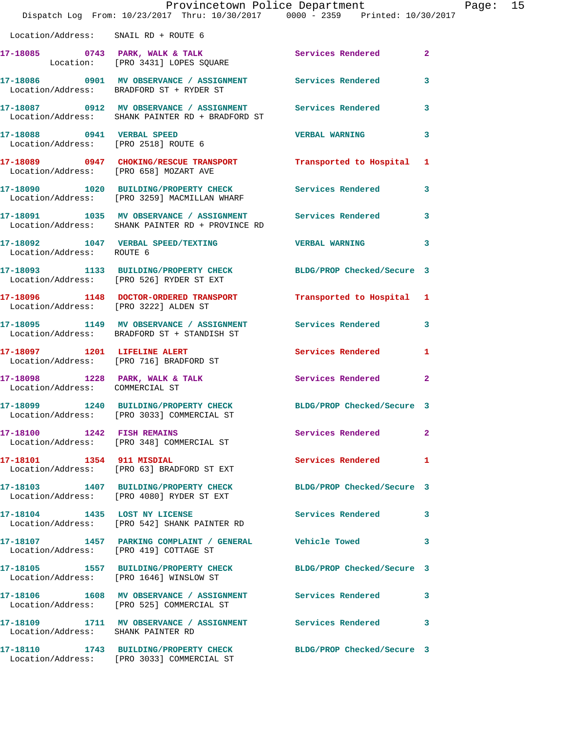Location/Address: SNAIL RD + ROUTE 6

**17-18085** 0743 **PARK, WALK & TALK** Services Rendered 2
Location: [PRO 3431] LOPES SQUARE

**17-18086** 0901 **MV OBSERVANCE / ASSIGNMENT** Services Rendered 3
Location/Address: BRADFORD ST + RYDER ST

**17-18087** 0912 **MV OBSERVANCE / ASSIGNMENT** Services Rendered 3
Location/Address: SHANK PAINTER RD + BRADFORD ST

**17-18088** 0941 **VERBAL SPEED** VERBAL WARNING 3
Location/Address: [PRO 2518] ROUTE 6

**17-18089** 0947 **CHOKING/RESCUE TRANSPORT** Transported to Hospital 1
Location/Address: [PRO 658] MOZART AVE

**17-18090** 1020 **BUILDING/PROPERTY CHECK** Services Rendered 3
Location/Address: [PRO 3259] MACMILLAN WHARF

**17-18091** 1035 **MV OBSERVANCE / ASSIGNMENT** Services Rendered 3
Location/Address: SHANK PAINTER RD + PROVINCE RD

**17-18092** 1047 **VERBAL SPEED/TEXTING** VERBAL WARNING 3
Location/Address: ROUTE 6

**17-18093** 1133 **BUILDING/PROPERTY CHECK** BLDG/PROP Checked/Secure 3
Location/Address: [PRO 526] RYDER ST EXT

**17-18096** 1148 **DOCTOR-ORDERED TRANSPORT** Transported to Hospital 1
Location/Address: [PRO 3222] ALDEN ST

**17-18095** 1149 **MV OBSERVANCE / ASSIGNMENT** Services Rendered 3
Location/Address: BRADFORD ST + STANDISH ST

**17-18097** 1201 **LIFELINE ALERT** Services Rendered 1
Location/Address: [PRO 716] BRADFORD ST

**17-18098** 1228 **PARK, WALK & TALK** Services Rendered 2
Location/Address: COMMERCIAL ST

**17-18099** 1240 **BUILDING/PROPERTY CHECK** BLDG/PROP Checked/Secure 3
Location/Address: [PRO 3033] COMMERCIAL ST

**17-18100** 1242 **FISH REMAINS** Services Rendered 2
Location/Address: [PRO 348] COMMERCIAL ST

**17-18101** 1354 **911 MISDIAL** Services Rendered 1
Location/Address: [PRO 63] BRADFORD ST EXT

**17-18103** 1407 **BUILDING/PROPERTY CHECK** BLDG/PROP Checked/Secure 3
Location/Address: [PRO 4080] RYDER ST EXT

**17-18104** 1435 **LOST NY LICENSE** Services Rendered 3
Location/Address: [PRO 542] SHANK PAINTER RD

**17-18107** 1457 **PARKING COMPLAINT / GENERAL** Vehicle Towed 3
Location/Address: [PRO 419] COTTAGE ST

**17-18105** 1557 **BUILDING/PROPERTY CHECK** BLDG/PROP Checked/Secure 3
Location/Address: [PRO 1646] WINSLOW ST

**17-18106** 1608 **MV OBSERVANCE / ASSIGNMENT** Services Rendered 3
Location/Address: [PRO 525] COMMERCIAL ST

**17-18109** 1711 **MV OBSERVANCE / ASSIGNMENT** Services Rendered 3
Location/Address: SHANK PAINTER RD

**17-18110** 1743 **BUILDING/PROPERTY CHECK** BLDG/PROP Checked/Secure 3
Location/Address: [PRO 3033] COMMERCIAL ST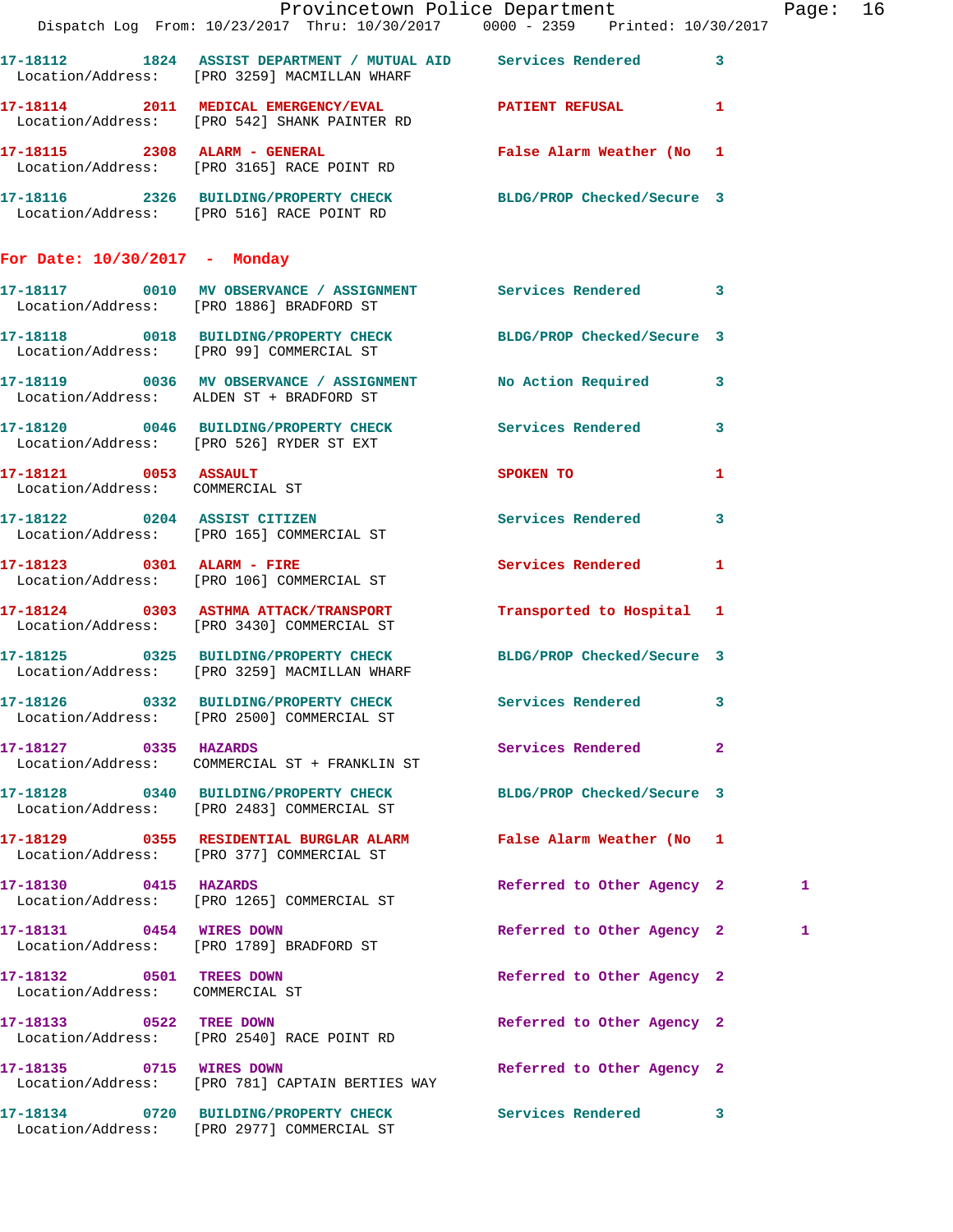17-18112 1824 ASSIST DEPARTMENT / MUTUAL AID Services Rendered 3
Location/Address: [PRO 3259] MACMILLAN WHARF

17-18114 2011 MEDICAL EMERGENCY/EVAL PATIENT REFUSAL 1
Location/Address: [PRO 542] SHANK PAINTER RD

17-18115 2308 ALARM - GENERAL False Alarm Weather (No 1
Location/Address: [PRO 3165] RACE POINT RD

17-18116 2326 BUILDING/PROPERTY CHECK BLDG/PROP Checked/Secure 3
Location/Address: [PRO 516] RACE POINT RD

## For Date: 10/30/2017 - Monday

17-18117 0010 MV OBSERVANCE / ASSIGNMENT Services Rendered 3
Location/Address: [PRO 1886] BRADFORD ST

17-18118 0018 BUILDING/PROPERTY CHECK BLDG/PROP Checked/Secure 3
Location/Address: [PRO 99] COMMERCIAL ST

17-18119 0036 MV OBSERVANCE / ASSIGNMENT No Action Required 3
Location/Address: ALDEN ST + BRADFORD ST

17-18120 0046 BUILDING/PROPERTY CHECK Services Rendered 3
Location/Address: [PRO 526] RYDER ST EXT

17-18121 0053 ASSAULT SPOKEN TO 1
Location/Address: COMMERCIAL ST

17-18122 0204 ASSIST CITIZEN Services Rendered 3
Location/Address: [PRO 165] COMMERCIAL ST

17-18123 0301 ALARM - FIRE Services Rendered 1
Location/Address: [PRO 106] COMMERCIAL ST

17-18124 0303 ASTHMA ATTACK/TRANSPORT Transported to Hospital 1
Location/Address: [PRO 3430] COMMERCIAL ST

17-18125 0325 BUILDING/PROPERTY CHECK BLDG/PROP Checked/Secure 3
Location/Address: [PRO 3259] MACMILLAN WHARF

17-18126 0332 BUILDING/PROPERTY CHECK Services Rendered 3
Location/Address: [PRO 2500] COMMERCIAL ST

17-18127 0335 HAZARDS Services Rendered 2
Location/Address: COMMERCIAL ST + FRANKLIN ST

17-18128 0340 BUILDING/PROPERTY CHECK BLDG/PROP Checked/Secure 3
Location/Address: [PRO 2483] COMMERCIAL ST

17-18129 0355 RESIDENTIAL BURGLAR ALARM False Alarm Weather (No 1
Location/Address: [PRO 377] COMMERCIAL ST

17-18130 0415 HAZARDS Referred to Other Agency 2 1
Location/Address: [PRO 1265] COMMERCIAL ST

17-18131 0454 WIRES DOWN Referred to Other Agency 2 1
Location/Address: [PRO 1789] BRADFORD ST

17-18132 0501 TREES DOWN Referred to Other Agency 2
Location/Address: COMMERCIAL ST

17-18133 0522 TREE DOWN Referred to Other Agency 2
Location/Address: [PRO 2540] RACE POINT RD

17-18135 0715 WIRES DOWN Referred to Other Agency 2
Location/Address: [PRO 781] CAPTAIN BERTIES WAY

17-18134 0720 BUILDING/PROPERTY CHECK Services Rendered 3
Location/Address: [PRO 2977] COMMERCIAL ST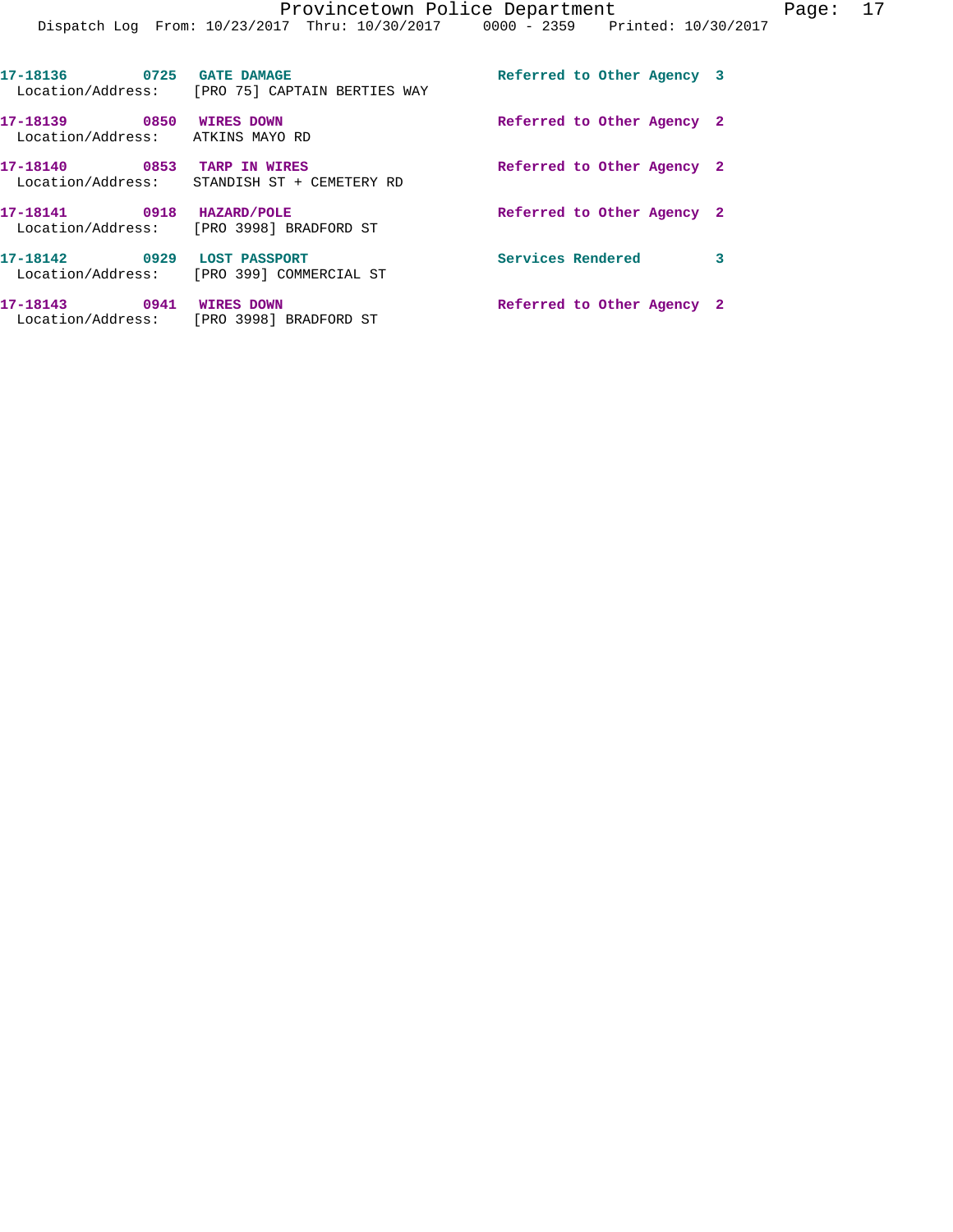17-18136 0725 GATE DAMAGE Referred to Other Agency 3
Location/Address: [PRO 75] CAPTAIN BERTIES WAY

17-18139 0850 WIRES DOWN Referred to Other Agency 2
Location/Address: ATKINS MAYO RD

17-18140 0853 TARP IN WIRES Referred to Other Agency 2
Location/Address: STANDISH ST + CEMETERY RD

17-18141 0918 HAZARD/POLE Referred to Other Agency 2
Location/Address: [PRO 3998] BRADFORD ST

17-18142 0929 LOST PASSPORT Services Rendered 3
Location/Address: [PRO 399] COMMERCIAL ST

17-18143 0941 WIRES DOWN Referred to Other Agency 2
Location/Address: [PRO 3998] BRADFORD ST